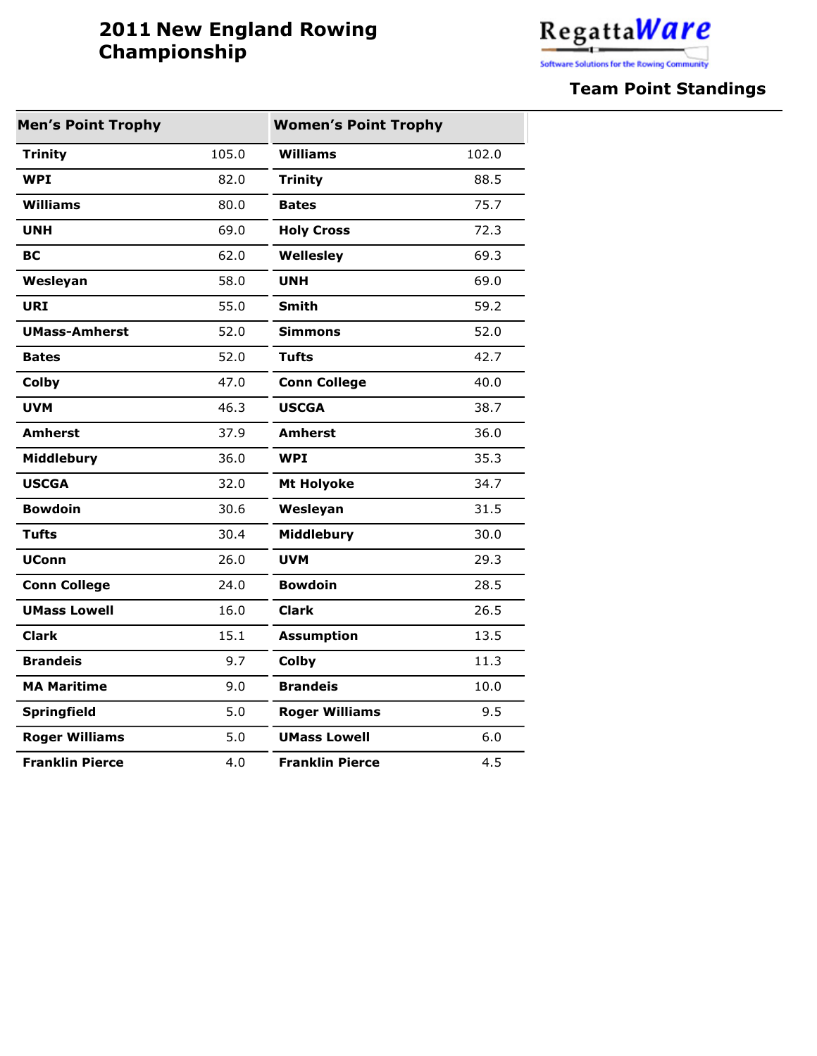# 2011 New England Rowing Championship

RegattaWare — Software Solutions for the Rowing Community

## Team Point Standings

| Men's Point Trophy | | Women's Point Trophy | |
|---|---|---|---|
| **Trinity** | 105.0 | **Williams** | 102.0 |
| **WPI** | 82.0 | **Trinity** | 88.5 |
| **Williams** | 80.0 | **Bates** | 75.7 |
| **UNH** | 69.0 | **Holy Cross** | 72.3 |
| **BC** | 62.0 | **Wellesley** | 69.3 |
| **Wesleyan** | 58.0 | **UNH** | 69.0 |
| **URI** | 55.0 | **Smith** | 59.2 |
| **UMass-Amherst** | 52.0 | **Simmons** | 52.0 |
| **Bates** | 52.0 | **Tufts** | 42.7 |
| **Colby** | 47.0 | **Conn College** | 40.0 |
| **UVM** | 46.3 | **USCGA** | 38.7 |
| **Amherst** | 37.9 | **Amherst** | 36.0 |
| **Middlebury** | 36.0 | **WPI** | 35.3 |
| **USCGA** | 32.0 | **Mt Holyoke** | 34.7 |
| **Bowdoin** | 30.6 | **Wesleyan** | 31.5 |
| **Tufts** | 30.4 | **Middlebury** | 30.0 |
| **UConn** | 26.0 | **UVM** | 29.3 |
| **Conn College** | 24.0 | **Bowdoin** | 28.5 |
| **UMass Lowell** | 16.0 | **Clark** | 26.5 |
| **Clark** | 15.1 | **Assumption** | 13.5 |
| **Brandeis** | 9.7 | **Colby** | 11.3 |
| **MA Maritime** | 9.0 | **Brandeis** | 10.0 |
| **Springfield** | 5.0 | **Roger Williams** | 9.5 |
| **Roger Williams** | 5.0 | **UMass Lowell** | 6.0 |
| **Franklin Pierce** | 4.0 | **Franklin Pierce** | 4.5 |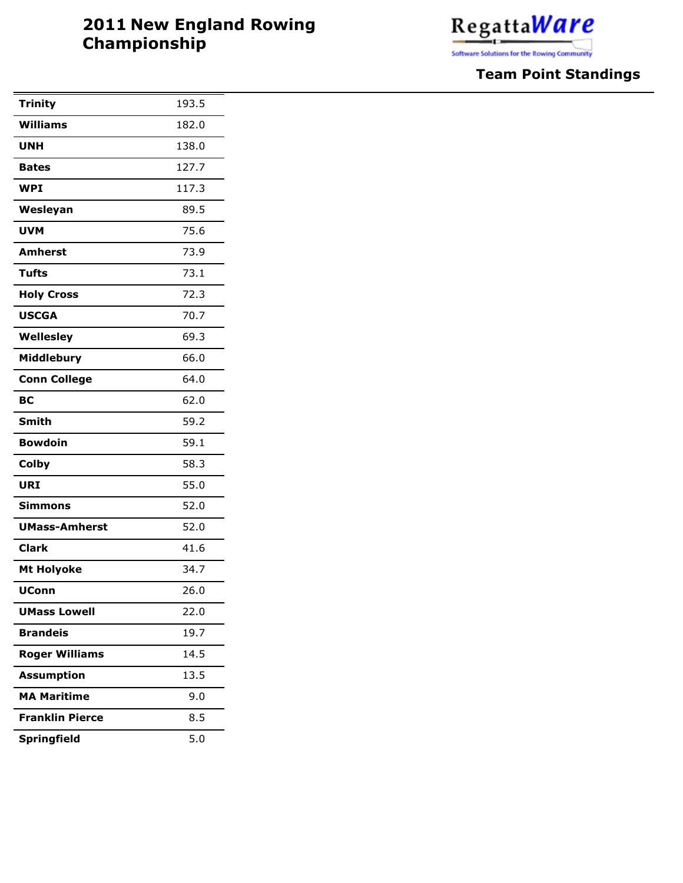# 2011 New England Rowing Championship

RegattaWare
Software Solutions for the Rowing Community

## Team Point Standings

| | |
|---|---|
| **Trinity** | 193.5 |
| **Williams** | 182.0 |
| **UNH** | 138.0 |
| **Bates** | 127.7 |
| **WPI** | 117.3 |
| **Wesleyan** | 89.5 |
| **UVM** | 75.6 |
| **Amherst** | 73.9 |
| **Tufts** | 73.1 |
| **Holy Cross** | 72.3 |
| **USCGA** | 70.7 |
| **Wellesley** | 69.3 |
| **Middlebury** | 66.0 |
| **Conn College** | 64.0 |
| **BC** | 62.0 |
| **Smith** | 59.2 |
| **Bowdoin** | 59.1 |
| **Colby** | 58.3 |
| **URI** | 55.0 |
| **Simmons** | 52.0 |
| **UMass-Amherst** | 52.0 |
| **Clark** | 41.6 |
| **Mt Holyoke** | 34.7 |
| **UConn** | 26.0 |
| **UMass Lowell** | 22.0 |
| **Brandeis** | 19.7 |
| **Roger Williams** | 14.5 |
| **Assumption** | 13.5 |
| **MA Maritime** | 9.0 |
| **Franklin Pierce** | 8.5 |
| **Springfield** | 5.0 |